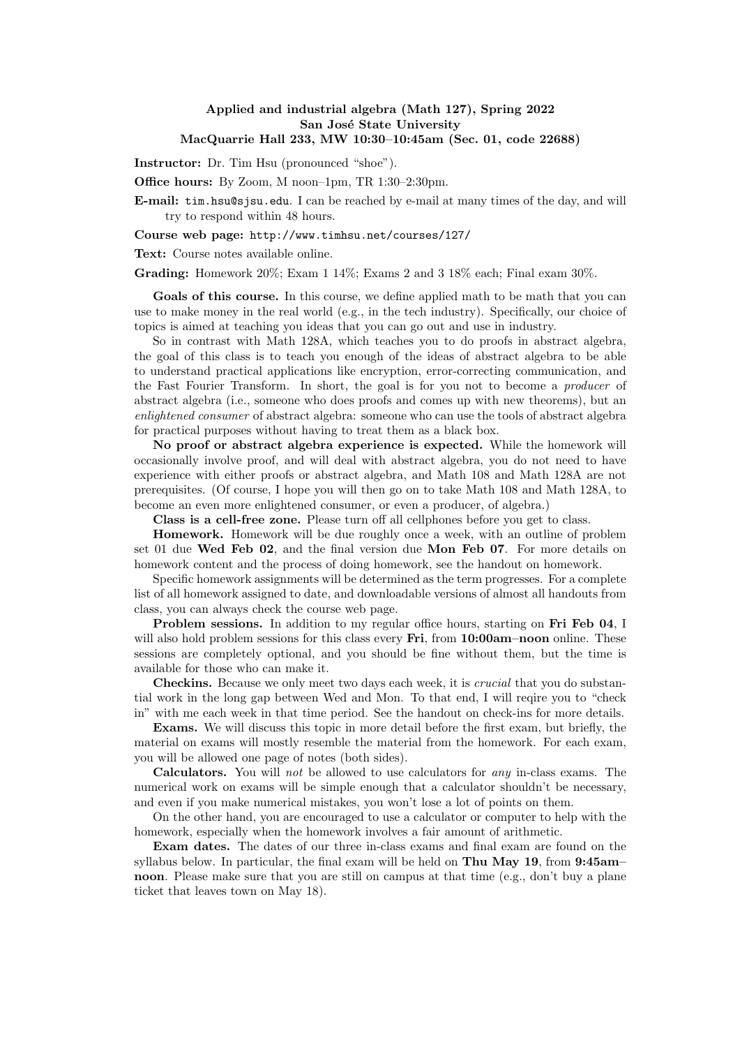**Applied and industrial algebra (Math 127), Spring 2022**
**San José State University**
**MacQuarrie Hall 233, MW 10:30–10:45am (Sec. 01, code 22688)**

**Instructor:** Dr. Tim Hsu (pronounced "shoe").

**Office hours:** By Zoom, M noon–1pm, TR 1:30–2:30pm.

**E-mail:** `tim.hsu@sjsu.edu`. I can be reached by e-mail at many times of the day, and will try to respond within 48 hours.

**Course web page:** `http://www.timhsu.net/courses/127/`

**Text:** Course notes available online.

**Grading:** Homework 20%; Exam 1 14%; Exams 2 and 3 18% each; Final exam 30%.

**Goals of this course.** In this course, we define applied math to be math that you can use to make money in the real world (e.g., in the tech industry). Specifically, our choice of topics is aimed at teaching you ideas that you can go out and use in industry.

So in contrast with Math 128A, which teaches you to do proofs in abstract algebra, the goal of this class is to teach you enough of the ideas of abstract algebra to be able to understand practical applications like encryption, error-correcting communication, and the Fast Fourier Transform. In short, the goal is for you not to become a *producer* of abstract algebra (i.e., someone who does proofs and comes up with new theorems), but an *enlightened consumer* of abstract algebra: someone who can use the tools of abstract algebra for practical purposes without having to treat them as a black box.

**No proof or abstract algebra experience is expected.** While the homework will occasionally involve proof, and will deal with abstract algebra, you do not need to have experience with either proofs or abstract algebra, and Math 108 and Math 128A are not prerequisites. (Of course, I hope you will then go on to take Math 108 and Math 128A, to become an even more enlightened consumer, or even a producer, of algebra.)

**Class is a cell-free zone.** Please turn off all cellphones before you get to class.

**Homework.** Homework will be due roughly once a week, with an outline of problem set 01 due **Wed Feb 02**, and the final version due **Mon Feb 07**. For more details on homework content and the process of doing homework, see the handout on homework.

Specific homework assignments will be determined as the term progresses. For a complete list of all homework assigned to date, and downloadable versions of almost all handouts from class, you can always check the course web page.

**Problem sessions.** In addition to my regular office hours, starting on **Fri Feb 04**, I will also hold problem sessions for this class every **Fri**, from **10:00am–noon** online. These sessions are completely optional, and you should be fine without them, but the time is available for those who can make it.

**Checkins.** Because we only meet two days each week, it is *crucial* that you do substantial work in the long gap between Wed and Mon. To that end, I will reqire you to "check in" with me each week in that time period. See the handout on check-ins for more details.

**Exams.** We will discuss this topic in more detail before the first exam, but briefly, the material on exams will mostly resemble the material from the homework. For each exam, you will be allowed one page of notes (both sides).

**Calculators.** You will *not* be allowed to use calculators for *any* in-class exams. The numerical work on exams will be simple enough that a calculator shouldn't be necessary, and even if you make numerical mistakes, you won't lose a lot of points on them.

On the other hand, you are encouraged to use a calculator or computer to help with the homework, especially when the homework involves a fair amount of arithmetic.

**Exam dates.** The dates of our three in-class exams and final exam are found on the syllabus below. In particular, the final exam will be held on **Thu May 19**, from **9:45am–noon**. Please make sure that you are still on campus at that time (e.g., don't buy a plane ticket that leaves town on May 18).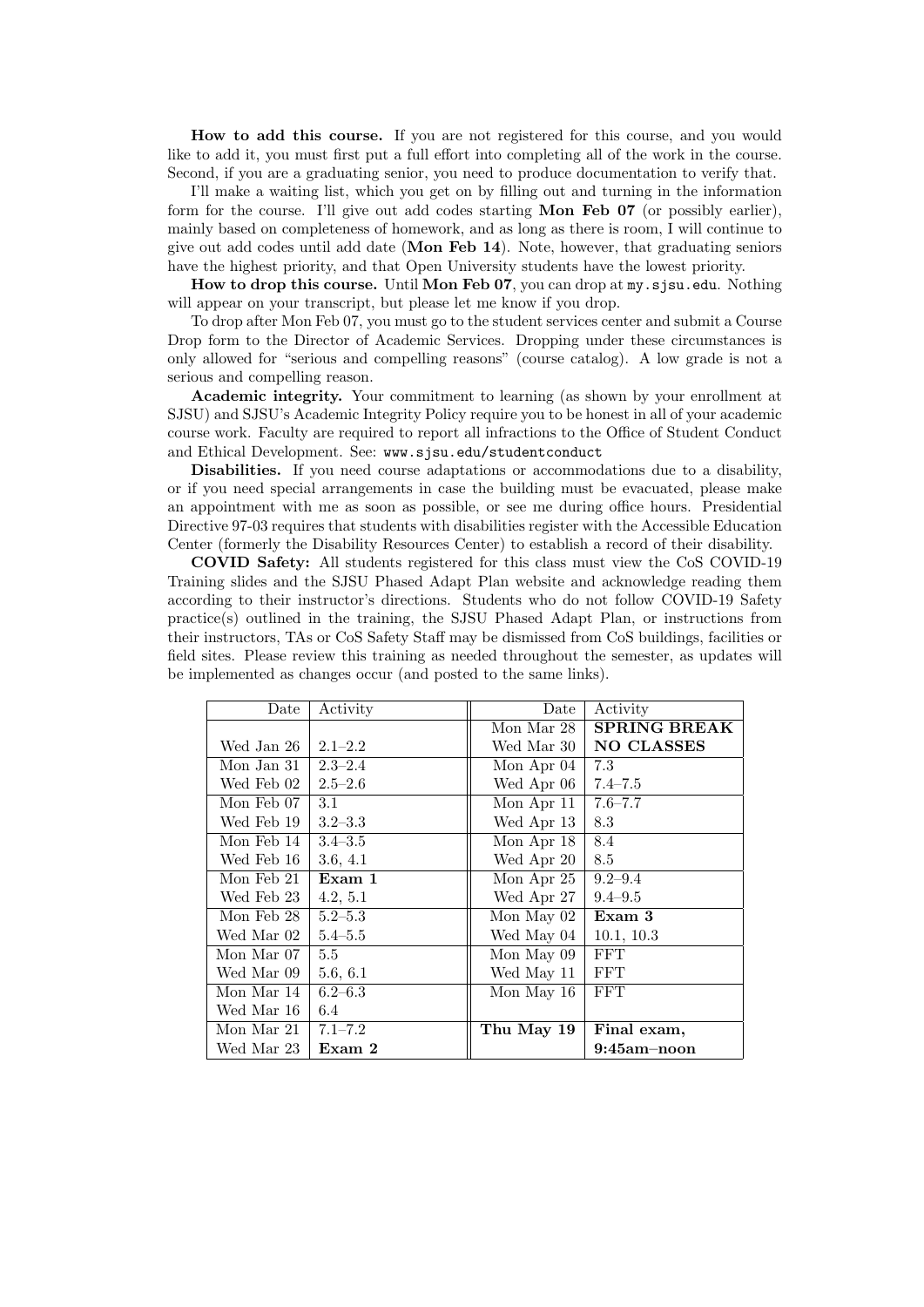**How to add this course.** If you are not registered for this course, and you would like to add it, you must first put a full effort into completing all of the work in the course. Second, if you are a graduating senior, you need to produce documentation to verify that.

I'll make a waiting list, which you get on by filling out and turning in the information form for the course. I'll give out add codes starting **Mon Feb 07** (or possibly earlier), mainly based on completeness of homework, and as long as there is room, I will continue to give out add codes until add date (**Mon Feb 14**). Note, however, that graduating seniors have the highest priority, and that Open University students have the lowest priority.

**How to drop this course.** Until **Mon Feb 07**, you can drop at `my.sjsu.edu`. Nothing will appear on your transcript, but please let me know if you drop.

To drop after Mon Feb 07, you must go to the student services center and submit a Course Drop form to the Director of Academic Services. Dropping under these circumstances is only allowed for "serious and compelling reasons" (course catalog). A low grade is not a serious and compelling reason.

**Academic integrity.** Your commitment to learning (as shown by your enrollment at SJSU) and SJSU's Academic Integrity Policy require you to be honest in all of your academic course work. Faculty are required to report all infractions to the Office of Student Conduct and Ethical Development. See: `www.sjsu.edu/studentconduct`

**Disabilities.** If you need course adaptations or accommodations due to a disability, or if you need special arrangements in case the building must be evacuated, please make an appointment with me as soon as possible, or see me during office hours. Presidential Directive 97-03 requires that students with disabilities register with the Accessible Education Center (formerly the Disability Resources Center) to establish a record of their disability.

**COVID Safety:** All students registered for this class must view the CoS COVID-19 Training slides and the SJSU Phased Adapt Plan website and acknowledge reading them according to their instructor's directions. Students who do not follow COVID-19 Safety practice(s) outlined in the training, the SJSU Phased Adapt Plan, or instructions from their instructors, TAs or CoS Safety Staff may be dismissed from CoS buildings, facilities or field sites. Please review this training as needed throughout the semester, as updates will be implemented as changes occur (and posted to the same links).

| Date | Activity | Date | Activity |
|---|---|---|---|
| | | Mon Mar 28 | **SPRING BREAK** |
| Wed Jan 26 | 2.1–2.2 | Wed Mar 30 | **NO CLASSES** |
| Mon Jan 31 | 2.3–2.4 | Mon Apr 04 | 7.3 |
| Wed Feb 02 | 2.5–2.6 | Wed Apr 06 | 7.4–7.5 |
| Mon Feb 07 | 3.1 | Mon Apr 11 | 7.6–7.7 |
| Wed Feb 19 | 3.2–3.3 | Wed Apr 13 | 8.3 |
| Mon Feb 14 | 3.4–3.5 | Mon Apr 18 | 8.4 |
| Wed Feb 16 | 3.6, 4.1 | Wed Apr 20 | 8.5 |
| Mon Feb 21 | **Exam 1** | Mon Apr 25 | 9.2–9.4 |
| Wed Feb 23 | 4.2, 5.1 | Wed Apr 27 | 9.4–9.5 |
| Mon Feb 28 | 5.2–5.3 | Mon May 02 | **Exam 3** |
| Wed Mar 02 | 5.4–5.5 | Wed May 04 | 10.1, 10.3 |
| Mon Mar 07 | 5.5 | Mon May 09 | FFT |
| Wed Mar 09 | 5.6, 6.1 | Wed May 11 | FFT |
| Mon Mar 14 | 6.2–6.3 | Mon May 16 | FFT |
| Wed Mar 16 | 6.4 | | |
| Mon Mar 21 | 7.1–7.2 | **Thu May 19** | **Final exam,** |
| Wed Mar 23 | **Exam 2** | | **9:45am–noon** |